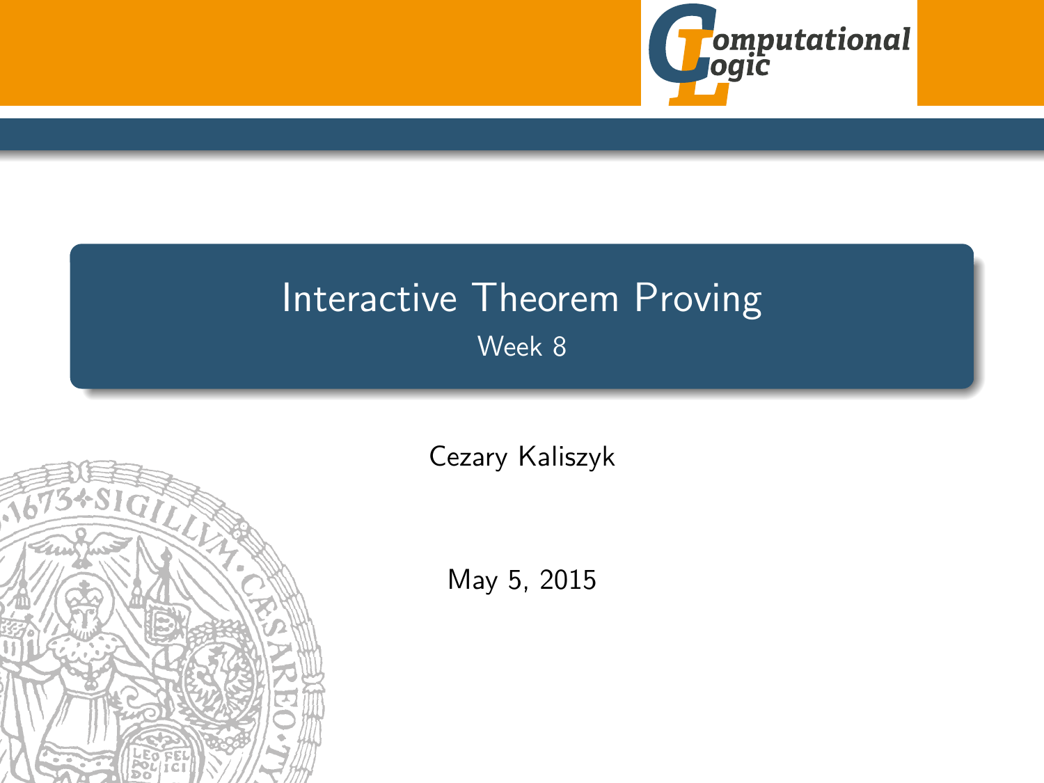# Interactive Theorem Proving

Week 8

Cezary Kaliszyk

May 5, 2015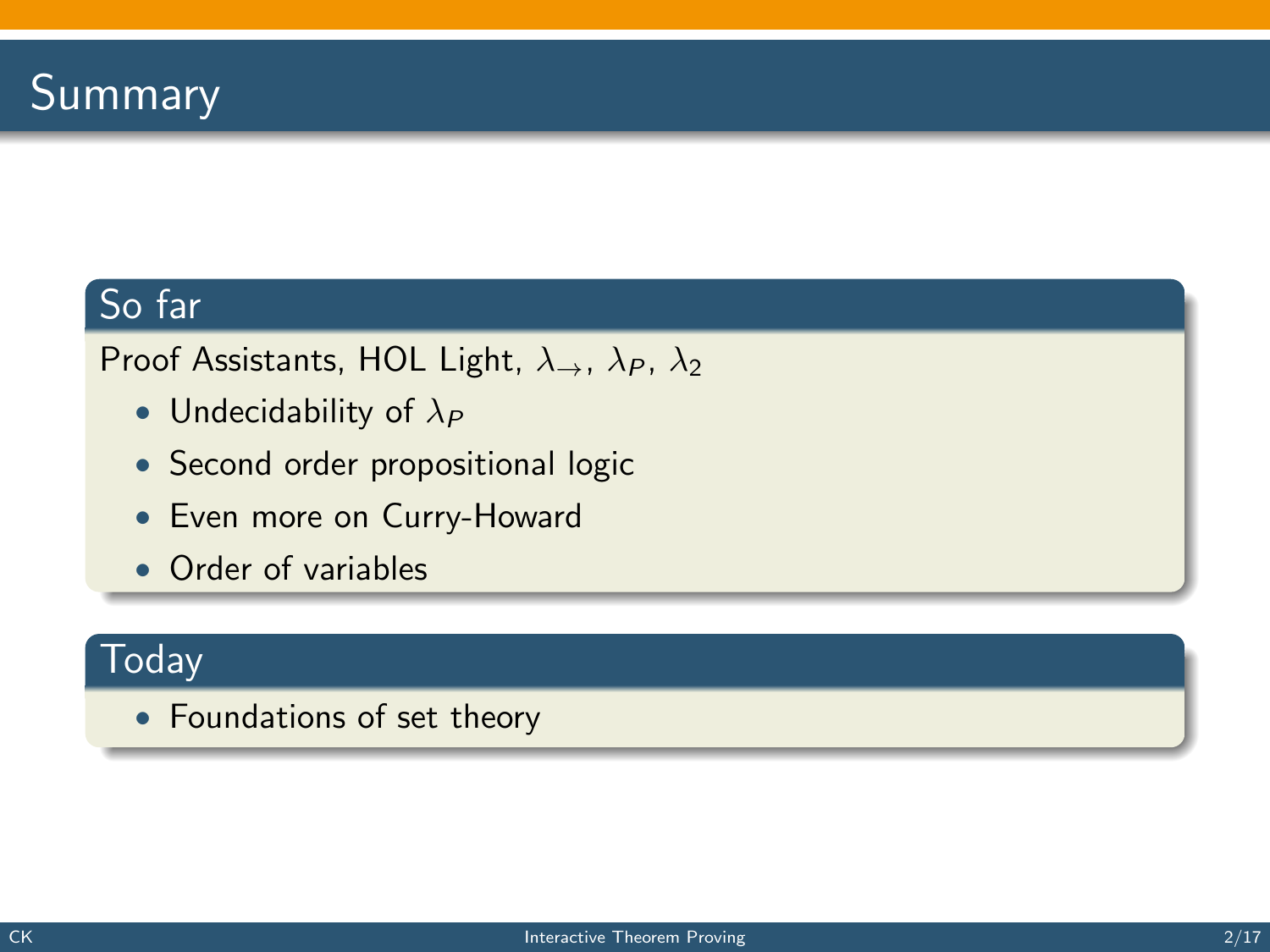# Summary

## So far

Proof Assistants, HOL Light, $\lambda_{\rightarrow}$, $\lambda_P$, $\lambda_2$

- Undecidability of $\lambda_P$
- Second order propositional logic
- Even more on Curry-Howard
- Order of variables

## Today

- Foundations of set theory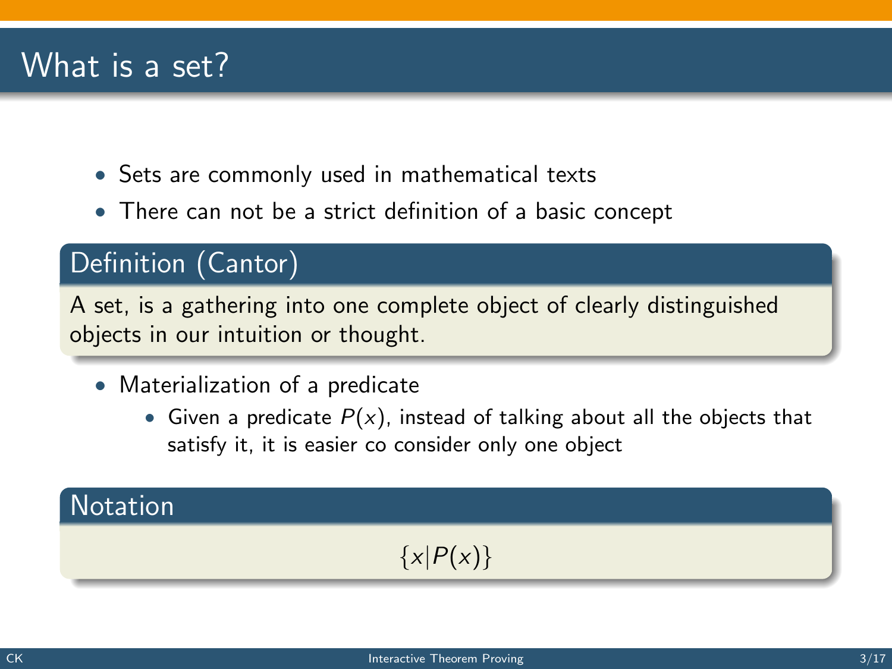# What is a set?

- Sets are commonly used in mathematical texts
- There can not be a strict definition of a basic concept

**Definition (Cantor)**

A set, is a gathering into one complete object of clearly distinguished objects in our intuition or thought.

- Materialization of a predicate
  - Given a predicate $P(x)$, instead of talking about all the objects that satisfy it, it is easier co consider only one object

**Notation**

$$\{x|P(x)\}$$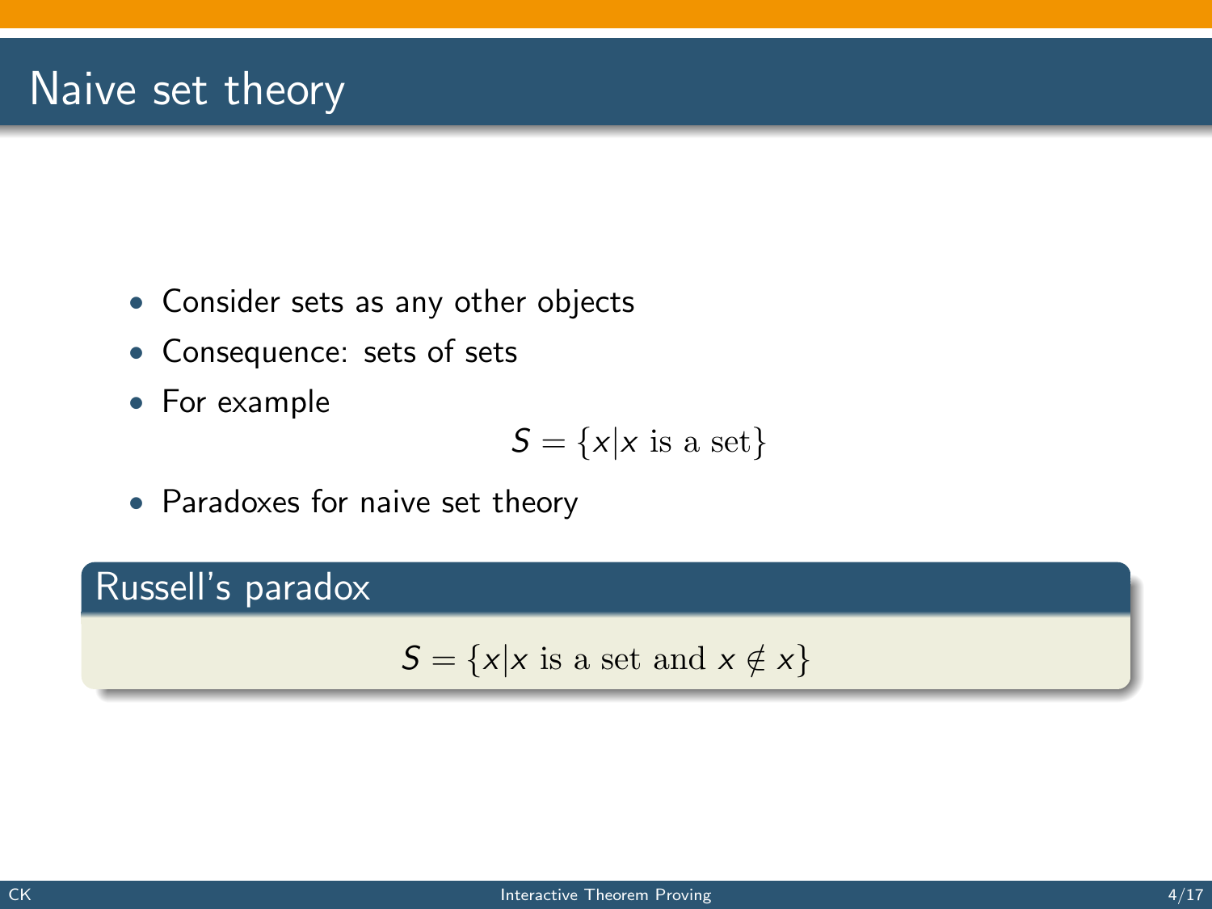# Naive set theory

- Consider sets as any other objects
- Consequence: sets of sets
- For example

$$S = \{x | x \text{ is a set}\}$$

- Paradoxes for naive set theory

**Russell's paradox**

$$S = \{x | x \text{ is a set and } x \notin x\}$$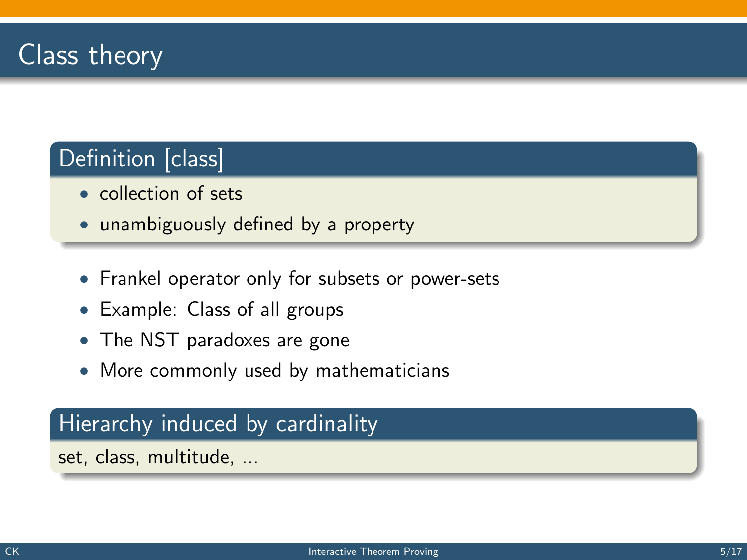# Class theory

### Definition [class]

- collection of sets
- unambiguously defined by a property

- Frankel operator only for subsets or power-sets
- Example: Class of all groups
- The NST paradoxes are gone
- More commonly used by mathematicians

### Hierarchy induced by cardinality

set, class, multitude, ...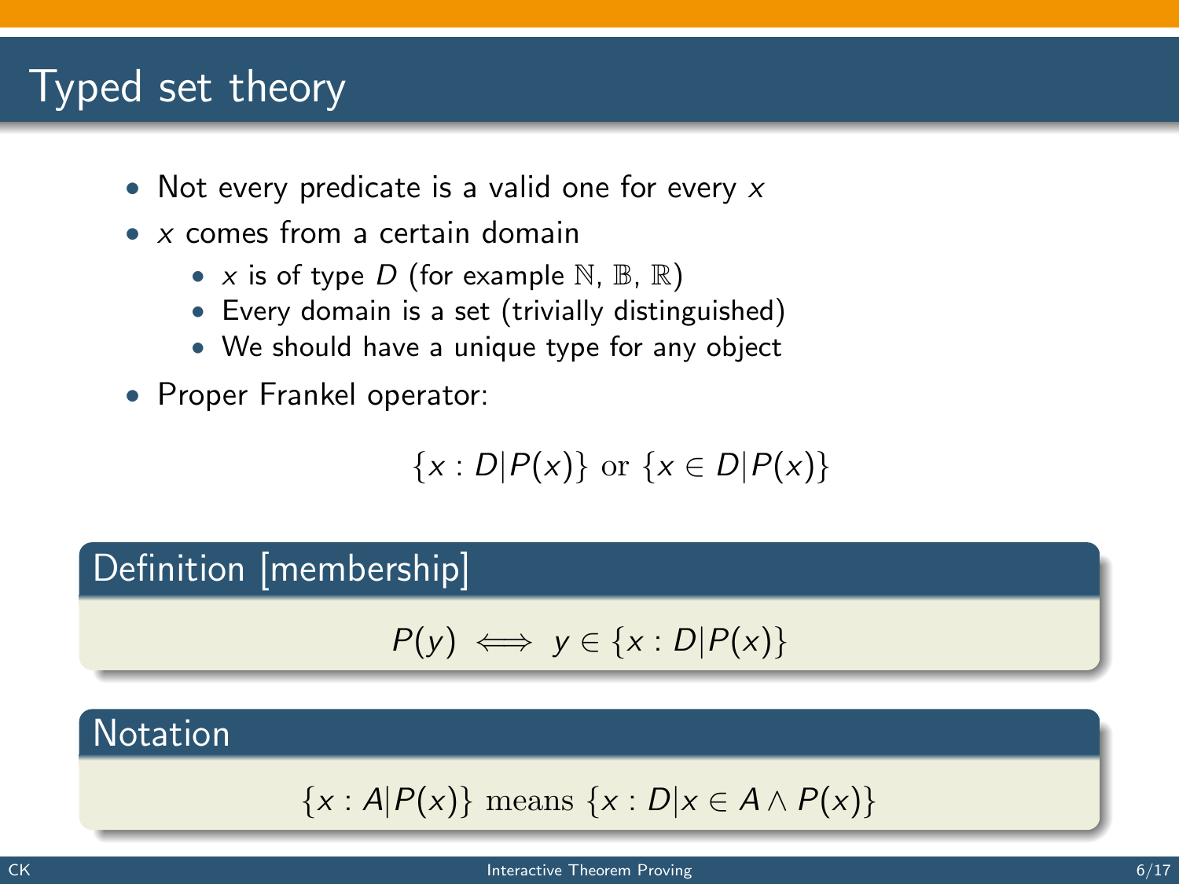# Typed set theory

- Not every predicate is a valid one for every $x$
- $x$ comes from a certain domain
  - $x$ is of type $D$ (for example $\mathbb{N}$, $\mathbb{B}$, $\mathbb{R}$)
  - Every domain is a set (trivially distinguished)
  - We should have a unique type for any object
- Proper Frankel operator:

$$\{x : D | P(x)\} \text{ or } \{x \in D | P(x)\}$$

### Definition [membership]

$$P(y) \iff y \in \{x : D | P(x)\}$$

### Notation

$$\{x : A | P(x)\} \text{ means } \{x : D | x \in A \wedge P(x)\}$$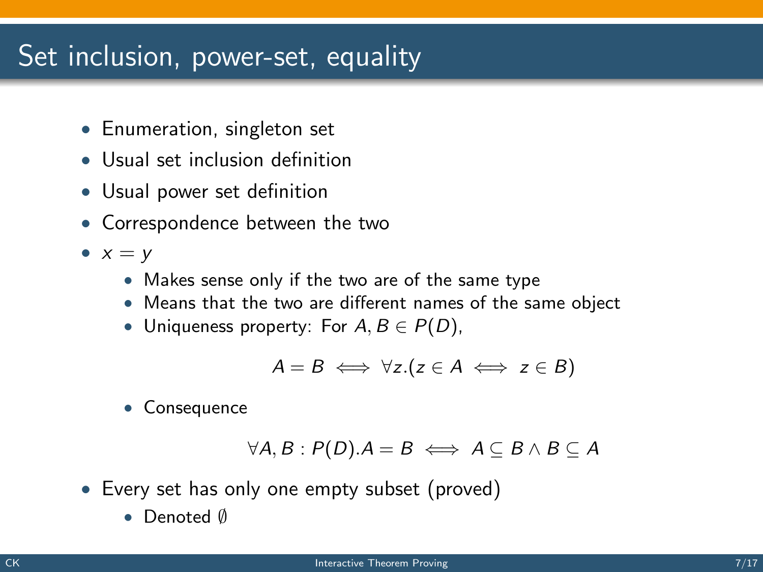# Set inclusion, power-set, equality

- Enumeration, singleton set
- Usual set inclusion definition
- Usual power set definition
- Correspondence between the two
- $x = y$
  - Makes sense only if the two are of the same type
  - Means that the two are different names of the same object
  - Uniqueness property: For $A, B \in P(D)$,

    $$A = B \iff \forall z.(z \in A \iff z \in B)$$

  - Consequence

    $$\forall A, B : P(D). A = B \iff A \subseteq B \land B \subseteq A$$

- Every set has only one empty subset (proved)
  - Denoted $\emptyset$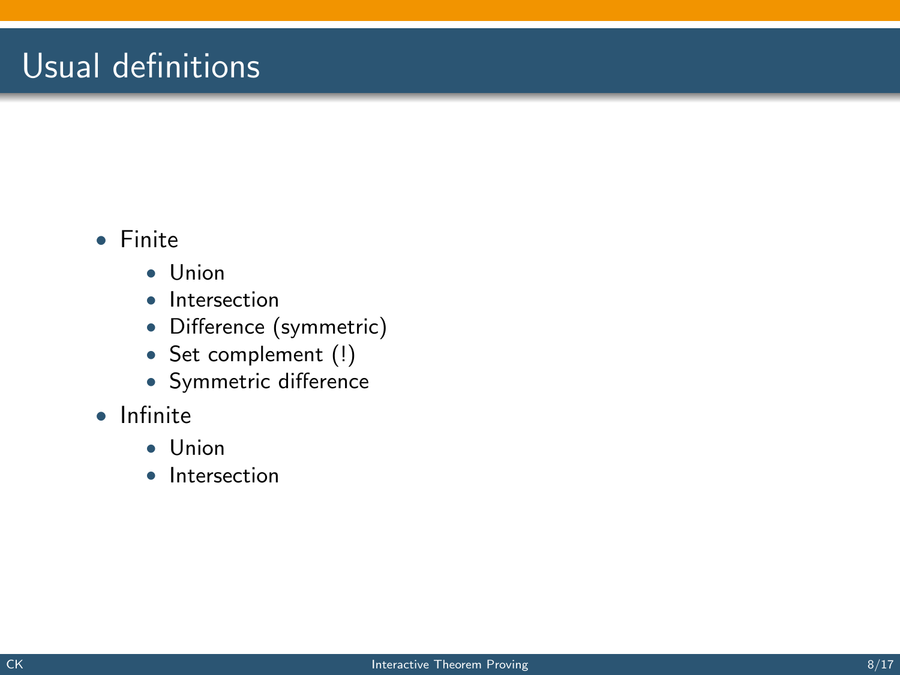# Usual definitions

- Finite
  - Union
  - Intersection
  - Difference (symmetric)
  - Set complement (!)
  - Symmetric difference
- Infinite
  - Union
  - Intersection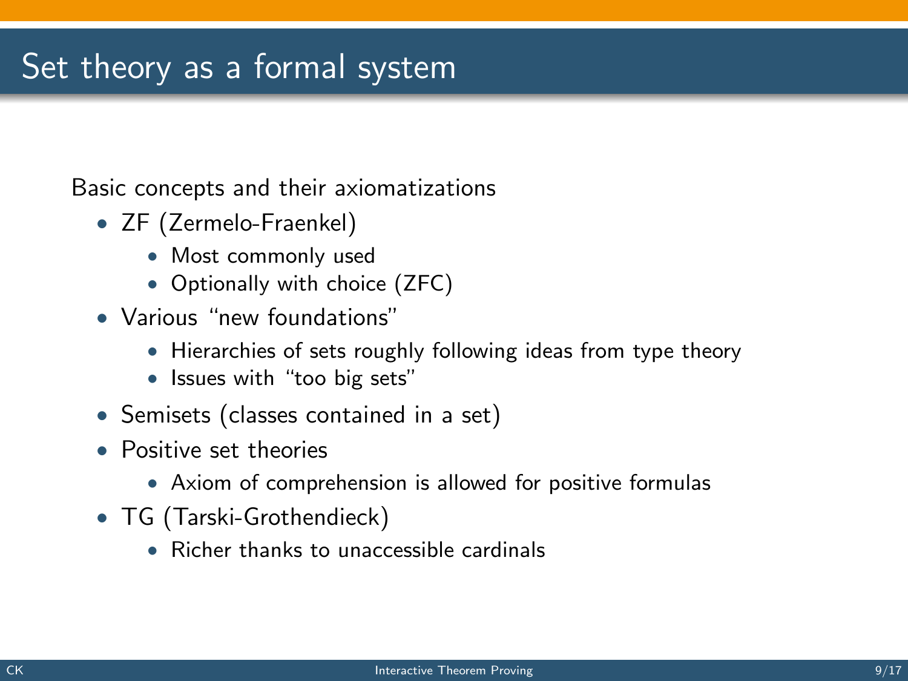# Set theory as a formal system

Basic concepts and their axiomatizations

- ZF (Zermelo-Fraenkel)
  - Most commonly used
  - Optionally with choice (ZFC)
- Various “new foundations”
  - Hierarchies of sets roughly following ideas from type theory
  - Issues with “too big sets”
- Semisets (classes contained in a set)
- Positive set theories
  - Axiom of comprehension is allowed for positive formulas
- TG (Tarski-Grothendieck)
  - Richer thanks to unaccessible cardinals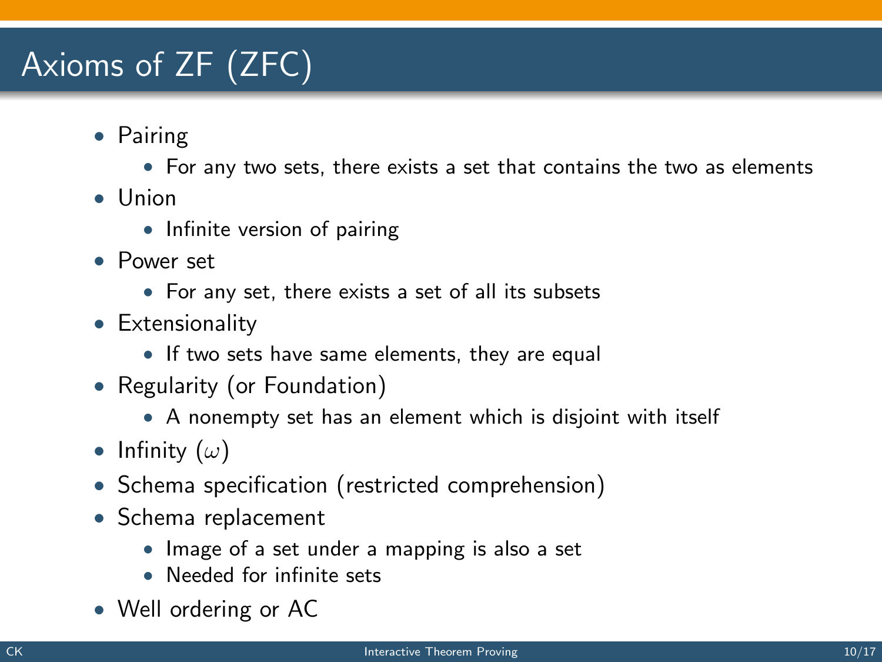# Axioms of ZF (ZFC)

- Pairing
  - For any two sets, there exists a set that contains the two as elements
- Union
  - Infinite version of pairing
- Power set
  - For any set, there exists a set of all its subsets
- Extensionality
  - If two sets have same elements, they are equal
- Regularity (or Foundation)
  - A nonempty set has an element which is disjoint with itself
- Infinity ($\omega$)
- Schema specification (restricted comprehension)
- Schema replacement
  - Image of a set under a mapping is also a set
  - Needed for infinite sets
- Well ordering or AC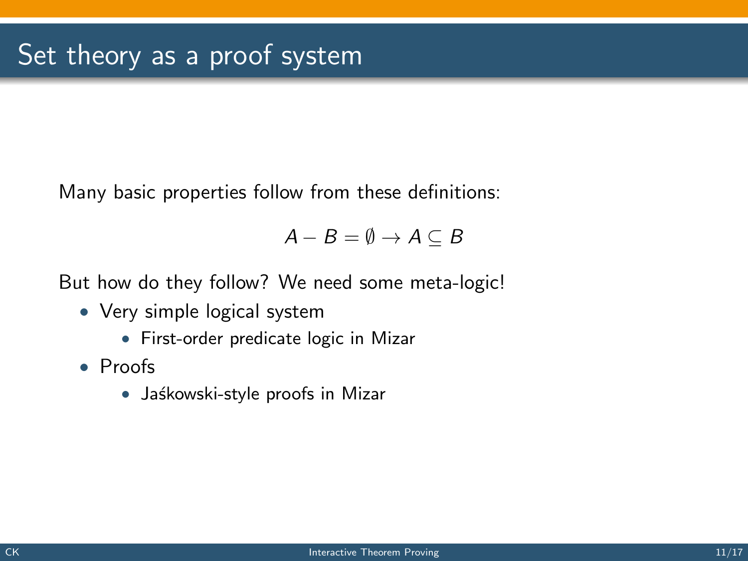# Set theory as a proof system

Many basic properties follow from these definitions:

$$A - B = \emptyset \rightarrow A \subseteq B$$

But how do they follow? We need some meta-logic!

- Very simple logical system
  - First-order predicate logic in Mizar
- Proofs
  - Jaśkowski-style proofs in Mizar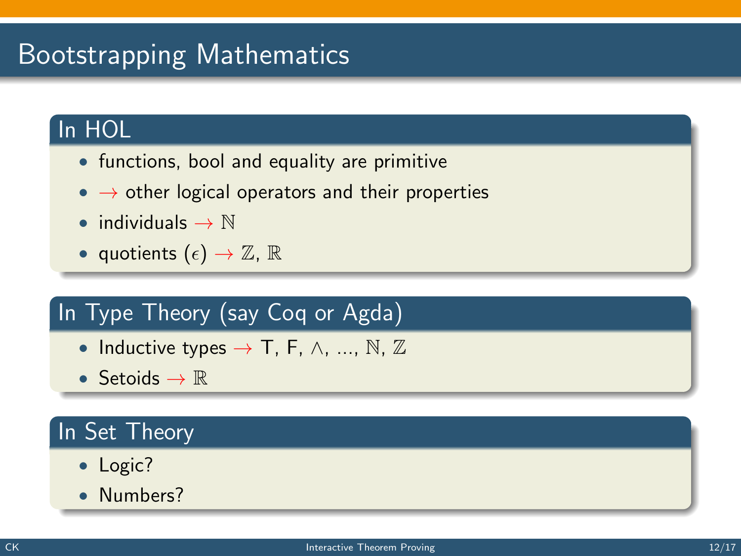# Bootstrapping Mathematics

## In HOL

- functions, bool and equality are primitive
- $\rightarrow$ other logical operators and their properties
- individuals $\rightarrow \mathbb{N}$
- quotients ($\epsilon$) $\rightarrow \mathbb{Z}$, $\mathbb{R}$

## In Type Theory (say Coq or Agda)

- Inductive types $\rightarrow$ T, F, $\wedge$, ..., $\mathbb{N}$, $\mathbb{Z}$
- Setoids $\rightarrow \mathbb{R}$

## In Set Theory

- Logic?
- Numbers?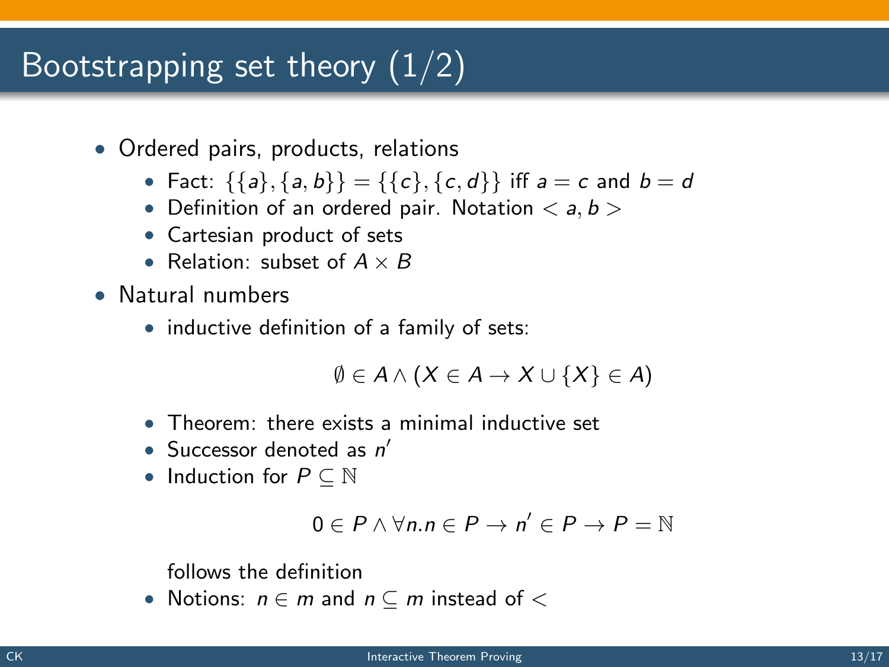# Bootstrapping set theory (1/2)

- Ordered pairs, products, relations
  - Fact: $\{\{a\},\{a,b\}\} = \{\{c\},\{c,d\}\}$ iff $a = c$ and $b = d$
  - Definition of an ordered pair. Notation $< a, b >$
  - Cartesian product of sets
  - Relation: subset of $A \times B$
- Natural numbers
  - inductive definition of a family of sets:

    $$\emptyset \in A \wedge (X \in A \rightarrow X \cup \{X\} \in A)$$

  - Theorem: there exists a minimal inductive set
  - Successor denoted as $n'$
  - Induction for $P \subseteq \mathbb{N}$

    $$0 \in P \wedge \forall n. n \in P \rightarrow n' \in P \rightarrow P = \mathbb{N}$$

    follows the definition
  - Notions: $n \in m$ and $n \subseteq m$ instead of $<$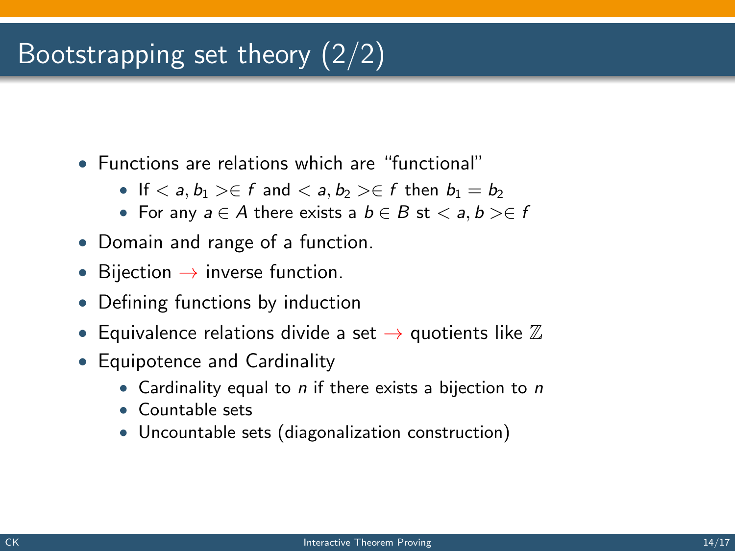# Bootstrapping set theory (2/2)

- Functions are relations which are "functional"
  - If $< a, b_1 > \in f$ and $< a, b_2 > \in f$ then $b_1 = b_2$
  - For any $a \in A$ there exists a $b \in B$ st $< a, b > \in f$
- Domain and range of a function.
- Bijection $\rightarrow$ inverse function.
- Defining functions by induction
- Equivalence relations divide a set $\rightarrow$ quotients like $\mathbb{Z}$
- Equipotence and Cardinality
  - Cardinality equal to $n$ if there exists a bijection to $n$
  - Countable sets
  - Uncountable sets (diagonalization construction)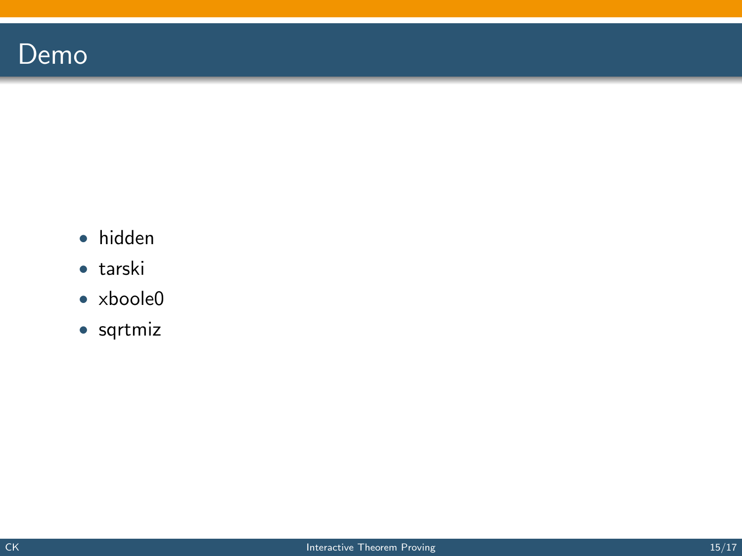# Demo

- hidden
- tarski
- xboole0
- sqrtmiz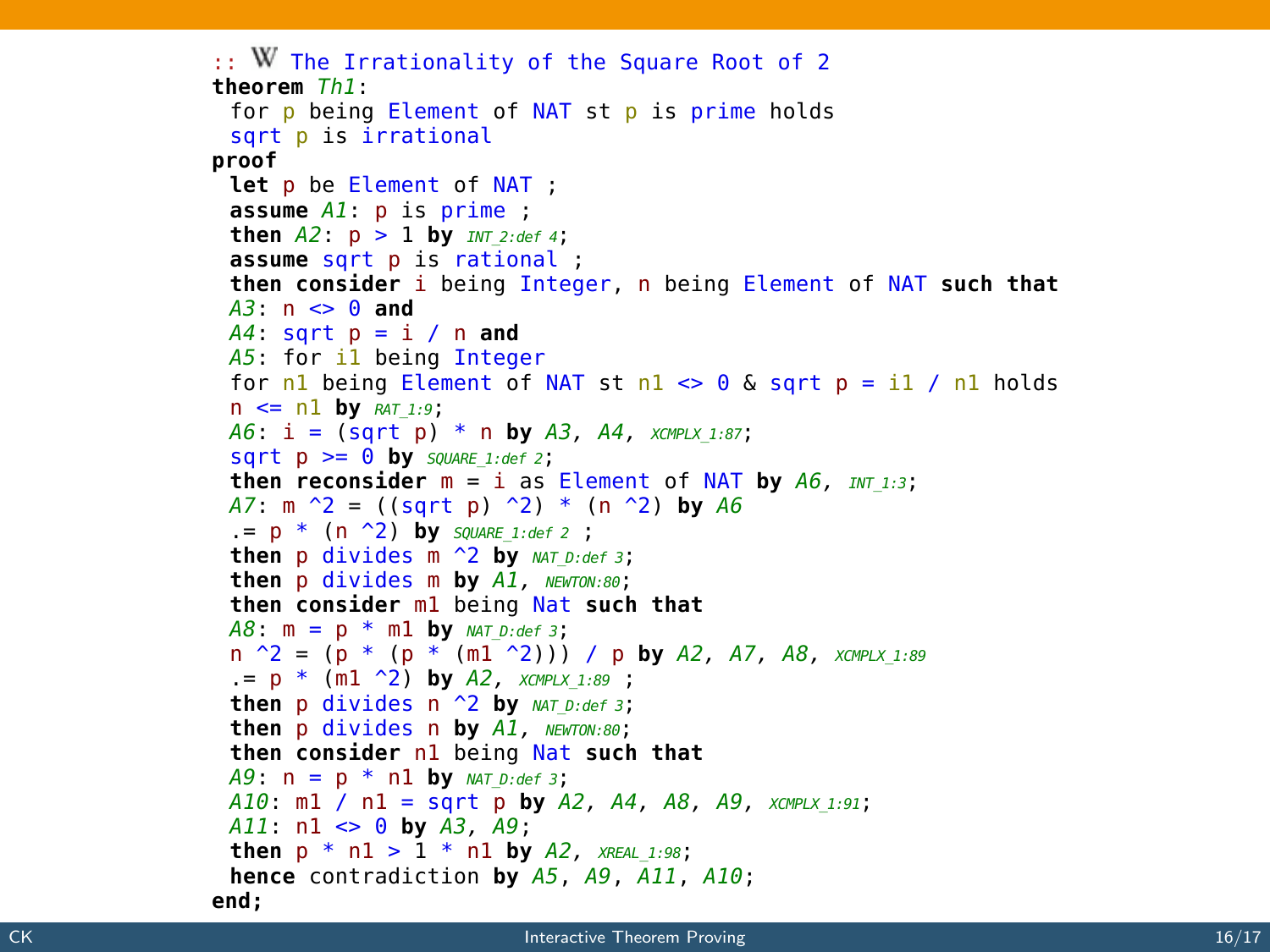```
:: The Irrationality of the Square Root of 2
theorem Th1:
 for p being Element of NAT st p is prime holds
 sqrt p is irrational
proof
 let p be Element of NAT ;
 assume A1: p is prime ;
 then A2: p > 1 by INT_2:def 4;
 assume sqrt p is rational ;
 then consider i being Integer, n being Element of NAT such that
 A3: n <> 0 and
 A4: sqrt p = i / n and
 A5: for i1 being Integer
 for n1 being Element of NAT st n1 <> 0 & sqrt p = i1 / n1 holds
 n <= n1 by RAT_1:9;
 A6: i = (sqrt p) * n by A3, A4, XCMPLX_1:87;
 sqrt p >= 0 by SQUARE_1:def 2;
 then reconsider m = i as Element of NAT by A6, INT_1:3;
 A7: m ^2 = ((sqrt p) ^2) * (n ^2) by A6
 .= p * (n ^2) by SQUARE_1:def 2 ;
 then p divides m ^2 by NAT_D:def 3;
 then p divides m by A1, NEWTON:80;
 then consider m1 being Nat such that
 A8: m = p * m1 by NAT_D:def 3;
 n ^2 = (p * (p * (m1 ^2))) / p by A2, A7, A8, XCMPLX_1:89
 .= p * (m1 ^2) by A2, XCMPLX_1:89 ;
 then p divides n ^2 by NAT_D:def 3;
 then p divides n by A1, NEWTON:80;
 then consider n1 being Nat such that
 A9: n = p * n1 by NAT_D:def 3;
 A10: m1 / n1 = sqrt p by A2, A4, A8, A9, XCMPLX_1:91;
 A11: n1 <> 0 by A3, A9;
 then p * n1 > 1 * n1 by A2, XREAL_1:98;
 hence contradiction by A5, A9, A11, A10;
end;
```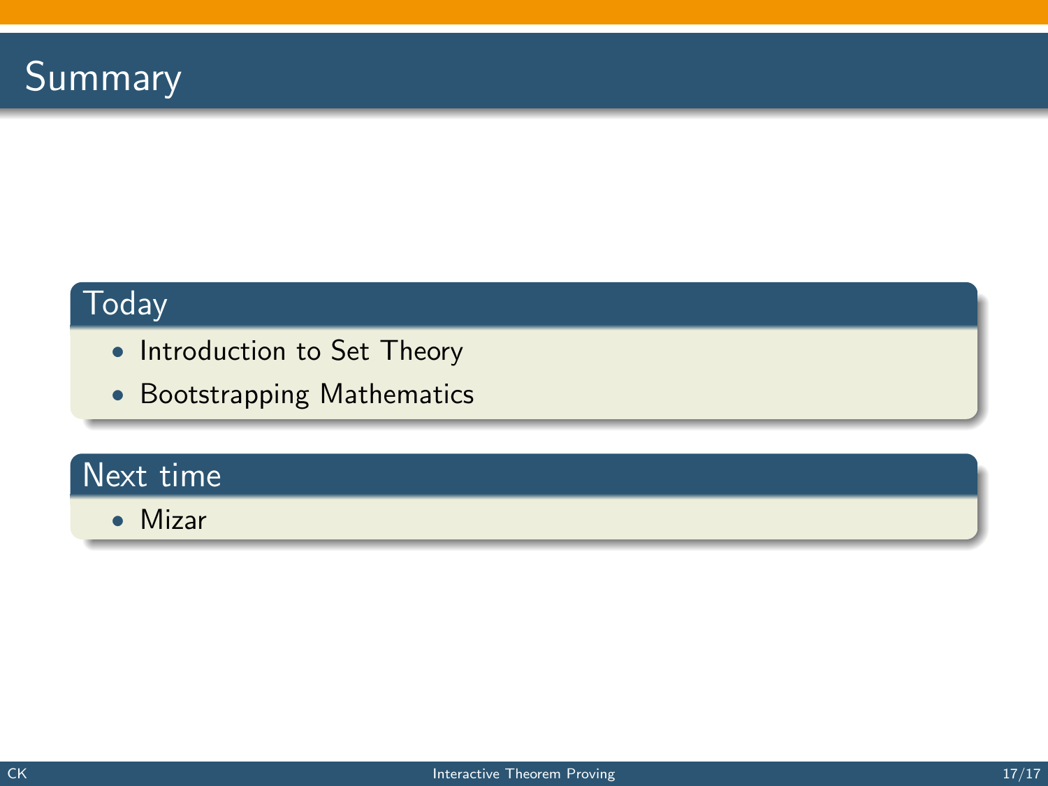# Summary

## Today

- Introduction to Set Theory
- Bootstrapping Mathematics

## Next time

- Mizar